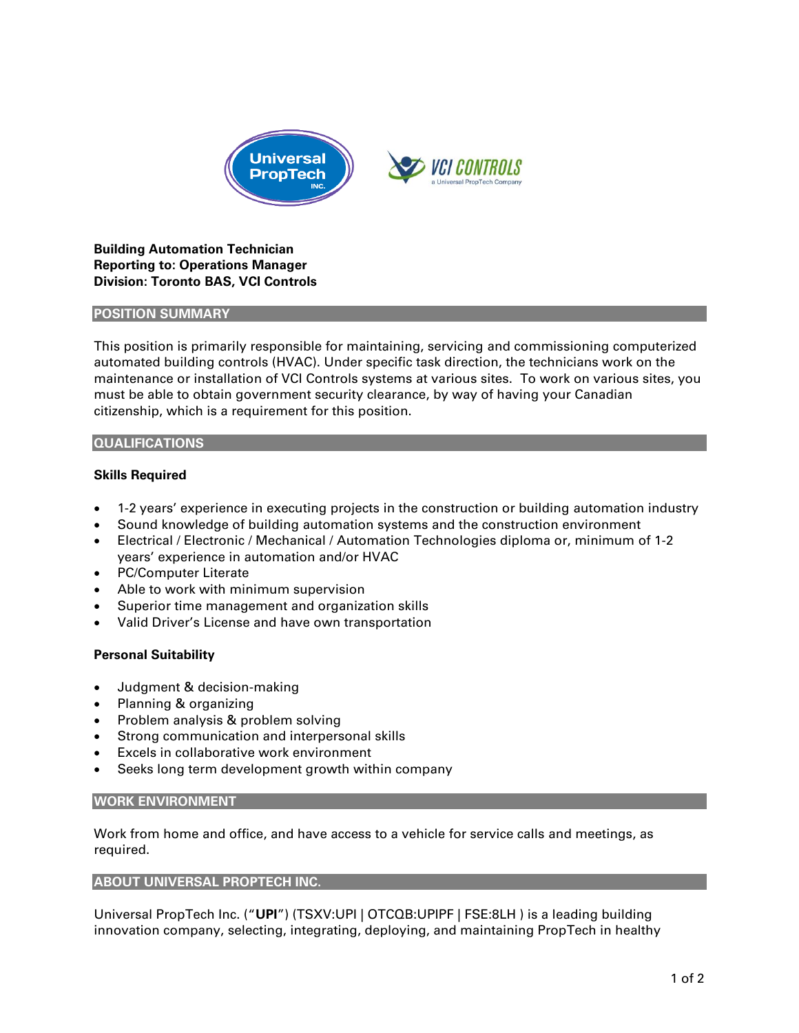**Building Automation Technician**
**Reporting to: Operations Manager**
**Division: Toronto BAS, VCI Controls**

## POSITION SUMMARY

This position is primarily responsible for maintaining, servicing and commissioning computerized automated building controls (HVAC). Under specific task direction, the technicians work on the maintenance or installation of VCI Controls systems at various sites. To work on various sites, you must be able to obtain government security clearance, by way of having your Canadian citizenship, which is a requirement for this position.

## QUALIFICATIONS

### Skills Required

- 1-2 years' experience in executing projects in the construction or building automation industry
- Sound knowledge of building automation systems and the construction environment
- Electrical / Electronic / Mechanical / Automation Technologies diploma or, minimum of 1-2 years' experience in automation and/or HVAC
- PC/Computer Literate
- Able to work with minimum supervision
- Superior time management and organization skills
- Valid Driver's License and have own transportation

### Personal Suitability

- Judgment & decision-making
- Planning & organizing
- Problem analysis & problem solving
- Strong communication and interpersonal skills
- Excels in collaborative work environment
- Seeks long term development growth within company

## WORK ENVIRONMENT

Work from home and office, and have access to a vehicle for service calls and meetings, as required.

## ABOUT UNIVERSAL PROPTECH INC.

Universal PropTech Inc. ("**UPI**") (TSXV:UPI | OTCQB:UPIPF | FSE:8LH ) is a leading building innovation company, selecting, integrating, deploying, and maintaining PropTech in healthy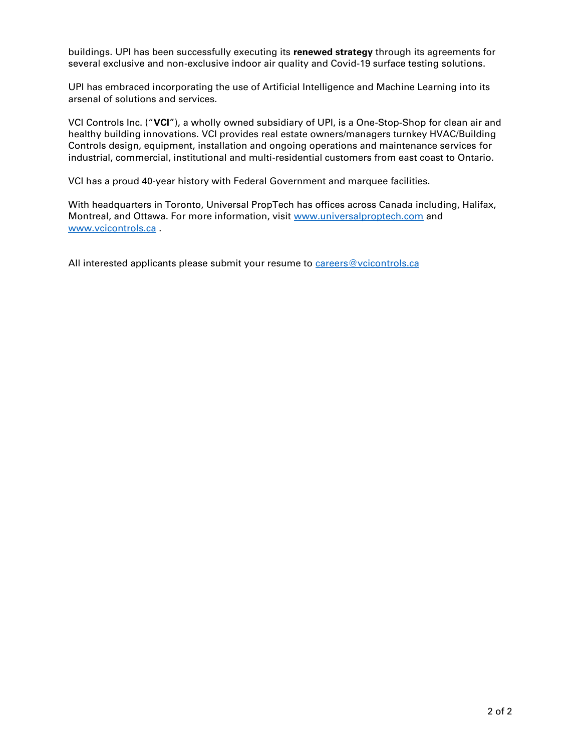buildings. UPI has been successfully executing its **renewed strategy** through its agreements for several exclusive and non-exclusive indoor air quality and Covid-19 surface testing solutions.

UPI has embraced incorporating the use of Artificial Intelligence and Machine Learning into its arsenal of solutions and services.

VCI Controls Inc. ("**VCI**"), a wholly owned subsidiary of UPI, is a One-Stop-Shop for clean air and healthy building innovations. VCI provides real estate owners/managers turnkey HVAC/Building Controls design, equipment, installation and ongoing operations and maintenance services for industrial, commercial, institutional and multi-residential customers from east coast to Ontario.

VCI has a proud 40-year history with Federal Government and marquee facilities.

With headquarters in Toronto, Universal PropTech has offices across Canada including, Halifax, Montreal, and Ottawa. For more information, visit [www.universalproptech.com](http://www.universalproptech.com) and [www.vcicontrols.ca](http://www.vcicontrols.ca) .

All interested applicants please submit your resume to [careers@vcicontrols.ca](mailto:careers@vcicontrols.ca)